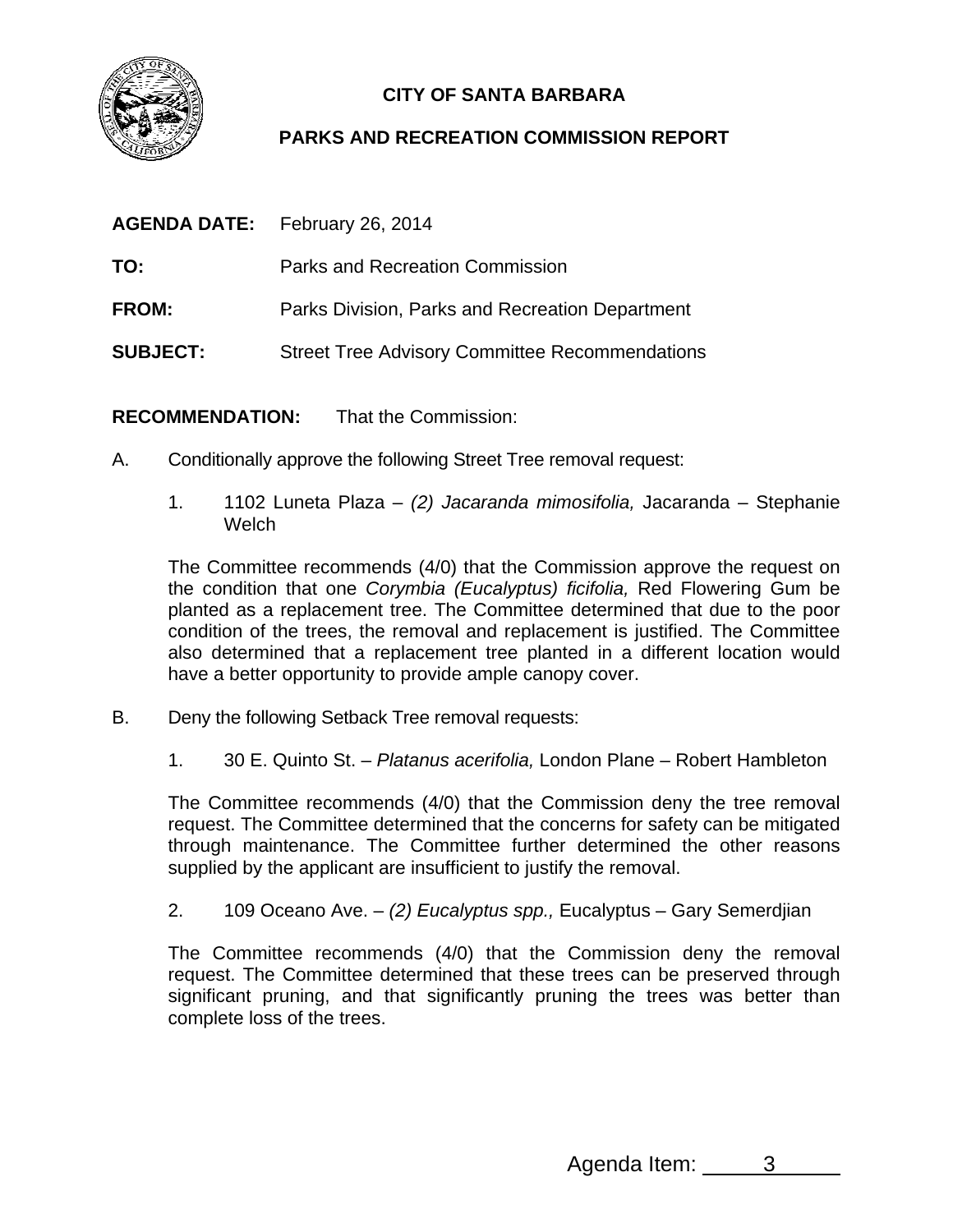**CITY OF SANTA BARBARA**

**PARKS AND RECREATION COMMISSION REPORT**

**AGENDA DATE:** February 26, 2014

**TO:** Parks and Recreation Commission

**FROM:** Parks Division, Parks and Recreation Department

**SUBJECT:** Street Tree Advisory Committee Recommendations

**RECOMMENDATION:** That the Commission:

A. Conditionally approve the following Street Tree removal request:

1. 1102 Luneta Plaza – *(2) Jacaranda mimosifolia,* Jacaranda – Stephanie Welch

The Committee recommends (4/0) that the Commission approve the request on the condition that one *Corymbia (Eucalyptus) ficifolia,* Red Flowering Gum be planted as a replacement tree. The Committee determined that due to the poor condition of the trees, the removal and replacement is justified. The Committee also determined that a replacement tree planted in a different location would have a better opportunity to provide ample canopy cover.

B. Deny the following Setback Tree removal requests:

1. 30 E. Quinto St. – *Platanus acerifolia,* London Plane – Robert Hambleton

The Committee recommends (4/0) that the Commission deny the tree removal request. The Committee determined that the concerns for safety can be mitigated through maintenance. The Committee further determined the other reasons supplied by the applicant are insufficient to justify the removal.

2. 109 Oceano Ave. – *(2) Eucalyptus spp.,* Eucalyptus – Gary Semerdjian

The Committee recommends (4/0) that the Commission deny the removal request. The Committee determined that these trees can be preserved through significant pruning, and that significantly pruning the trees was better than complete loss of the trees.

Agenda Item: 3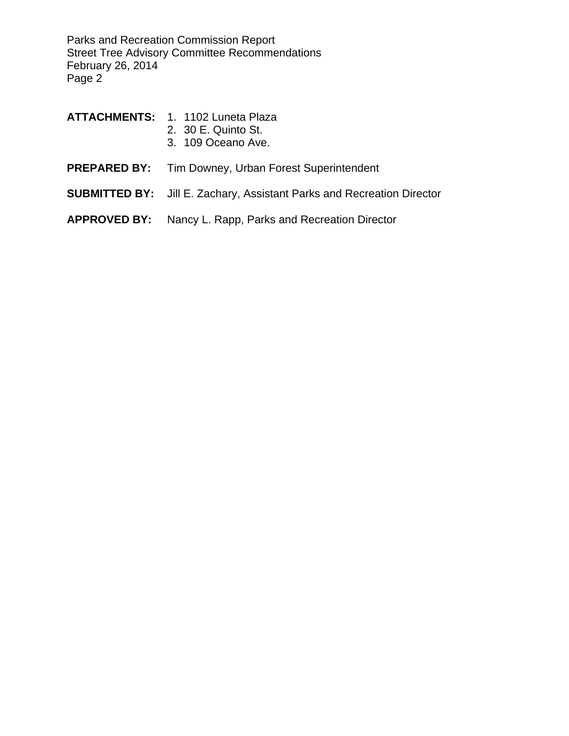**ATTACHMENTS:**
1. 1102 Luneta Plaza
2. 30 E. Quinto St.
3. 109 Oceano Ave.

**PREPARED BY:** Tim Downey, Urban Forest Superintendent

**SUBMITTED BY:** Jill E. Zachary, Assistant Parks and Recreation Director

**APPROVED BY:** Nancy L. Rapp, Parks and Recreation Director